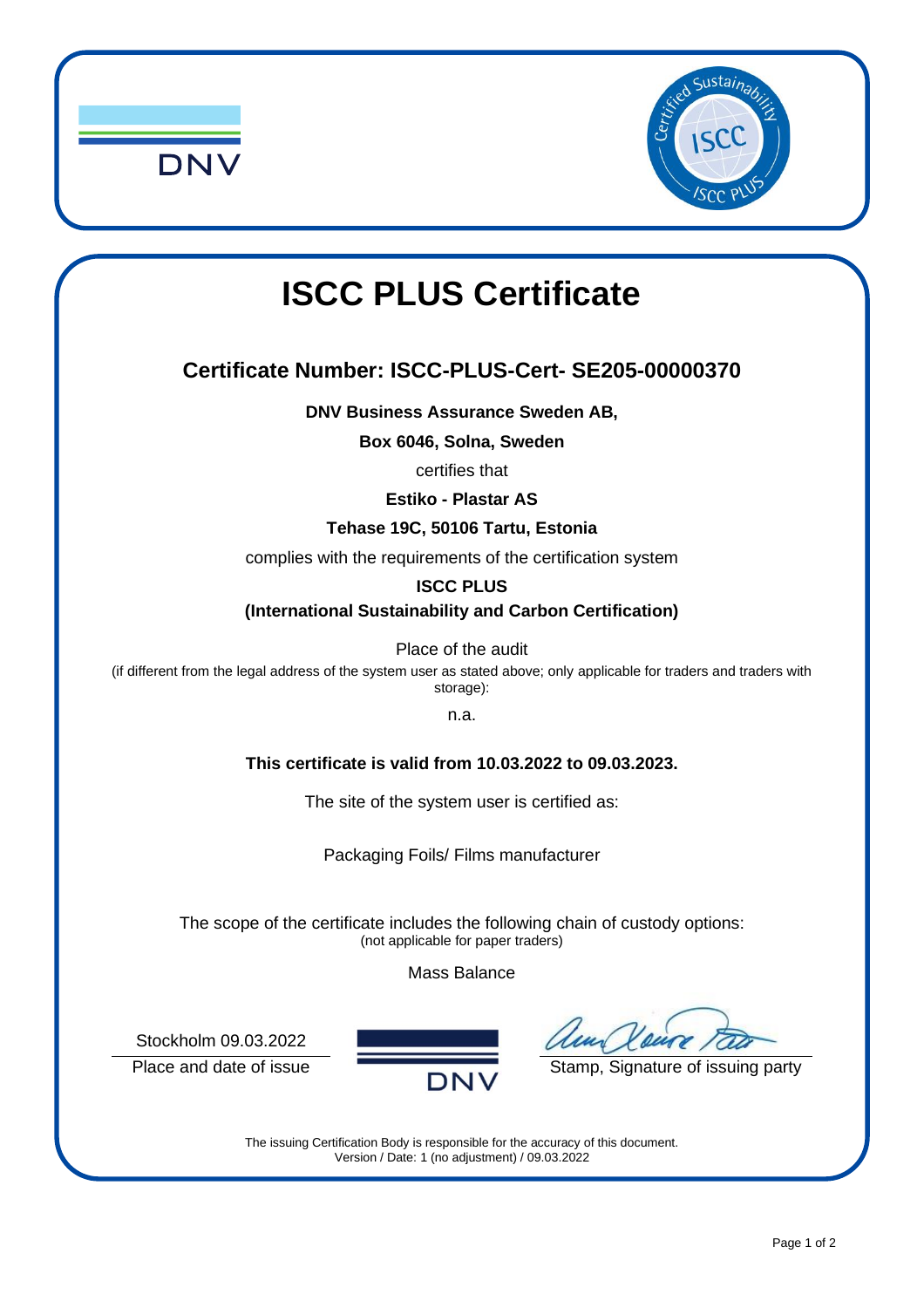# ISCC PLUS Certificate

## Certificate Number: ISCC-PLUS-Cert- SE205-00000370

**DNV Business Assurance Sweden AB,**

**Box 6046, Solna, Sweden**

certifies that

**Estiko - Plastar AS**

**Tehase 19C, 50106 Tartu, Estonia**

complies with the requirements of the certification system

**ISCC PLUS**

**(International Sustainability and Carbon Certification)**

Place of the audit

(if different from the legal address of the system user as stated above; only applicable for traders and traders with storage):

n.a.

**This certificate is valid from 10.03.2022 to 09.03.2023.**

The site of the system user is certified as:

Packaging Foils/ Films manufacturer

The scope of the certificate includes the following chain of custody options:
(not applicable for paper traders)

Mass Balance

Stockholm 09.03.2022

Place and date of issue

Stamp, Signature of issuing party

The issuing Certification Body is responsible for the accuracy of this document.
Version / Date: 1 (no adjustment) / 09.03.2022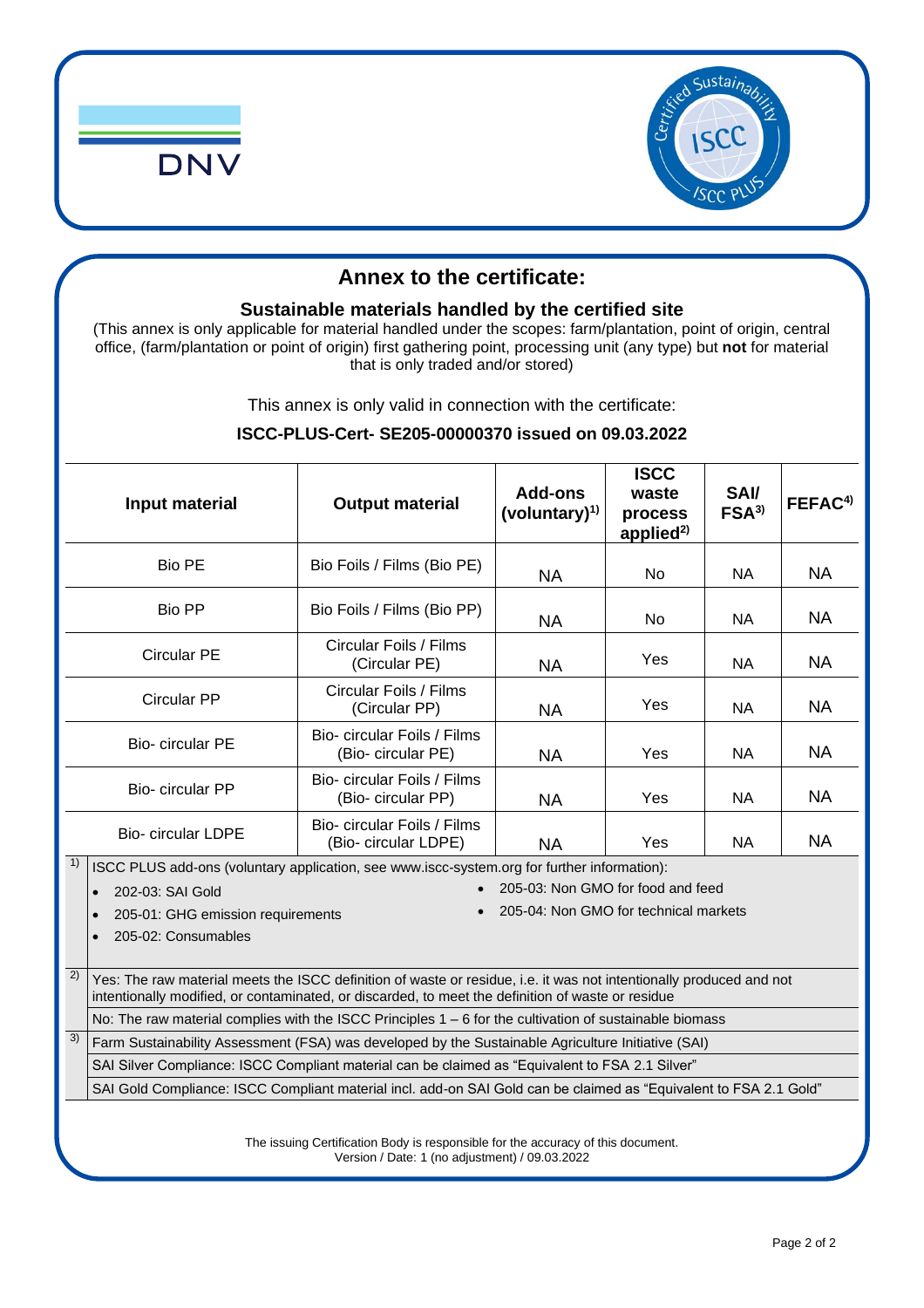## Annex to the certificate:

### Sustainable materials handled by the certified site

(This annex is only applicable for material handled under the scopes: farm/plantation, point of origin, central office, (farm/plantation or point of origin) first gathering point, processing unit (any type) but **not** for material that is only traded and/or stored)

This annex is only valid in connection with the certificate:

**ISCC-PLUS-Cert- SE205-00000370 issued on 09.03.2022**

| Input material | Output material | Add-ons (voluntary)[1] | ISCC waste process applied[2] | SAI/ FSA[3] | FEFAC[4] |
|---|---|---|---|---|---|
| Bio PE | Bio Foils / Films (Bio PE) | NA | No | NA | NA |
| Bio PP | Bio Foils / Films (Bio PP) | NA | No | NA | NA |
| Circular PE | Circular Foils / Films (Circular PE) | NA | Yes | NA | NA |
| Circular PP | Circular Foils / Films (Circular PP) | NA | Yes | NA | NA |
| Bio- circular PE | Bio- circular Foils / Films (Bio- circular PE) | NA | Yes | NA | NA |
| Bio- circular PP | Bio- circular Foils / Films (Bio- circular PP) | NA | Yes | NA | NA |
| Bio- circular LDPE | Bio- circular Foils / Films (Bio- circular LDPE) | NA | Yes | NA | NA |

[1] ISCC PLUS add-ons (voluntary application, see www.iscc-system.org for further information):

- 202-03: SAI Gold
- 205-01: GHG emission requirements
- 205-02: Consumables
- 205-03: Non GMO for food and feed
- 205-04: Non GMO for technical markets

[2] Yes: The raw material meets the ISCC definition of waste or residue, i.e. it was not intentionally produced and not intentionally modified, or contaminated, or discarded, to meet the definition of waste or residue

No: The raw material complies with the ISCC Principles 1 – 6 for the cultivation of sustainable biomass

[3] Farm Sustainability Assessment (FSA) was developed by the Sustainable Agriculture Initiative (SAI)

SAI Silver Compliance: ISCC Compliant material can be claimed as "Equivalent to FSA 2.1 Silver"

SAI Gold Compliance: ISCC Compliant material incl. add-on SAI Gold can be claimed as "Equivalent to FSA 2.1 Gold"

The issuing Certification Body is responsible for the accuracy of this document.
Version / Date: 1 (no adjustment) / 09.03.2022